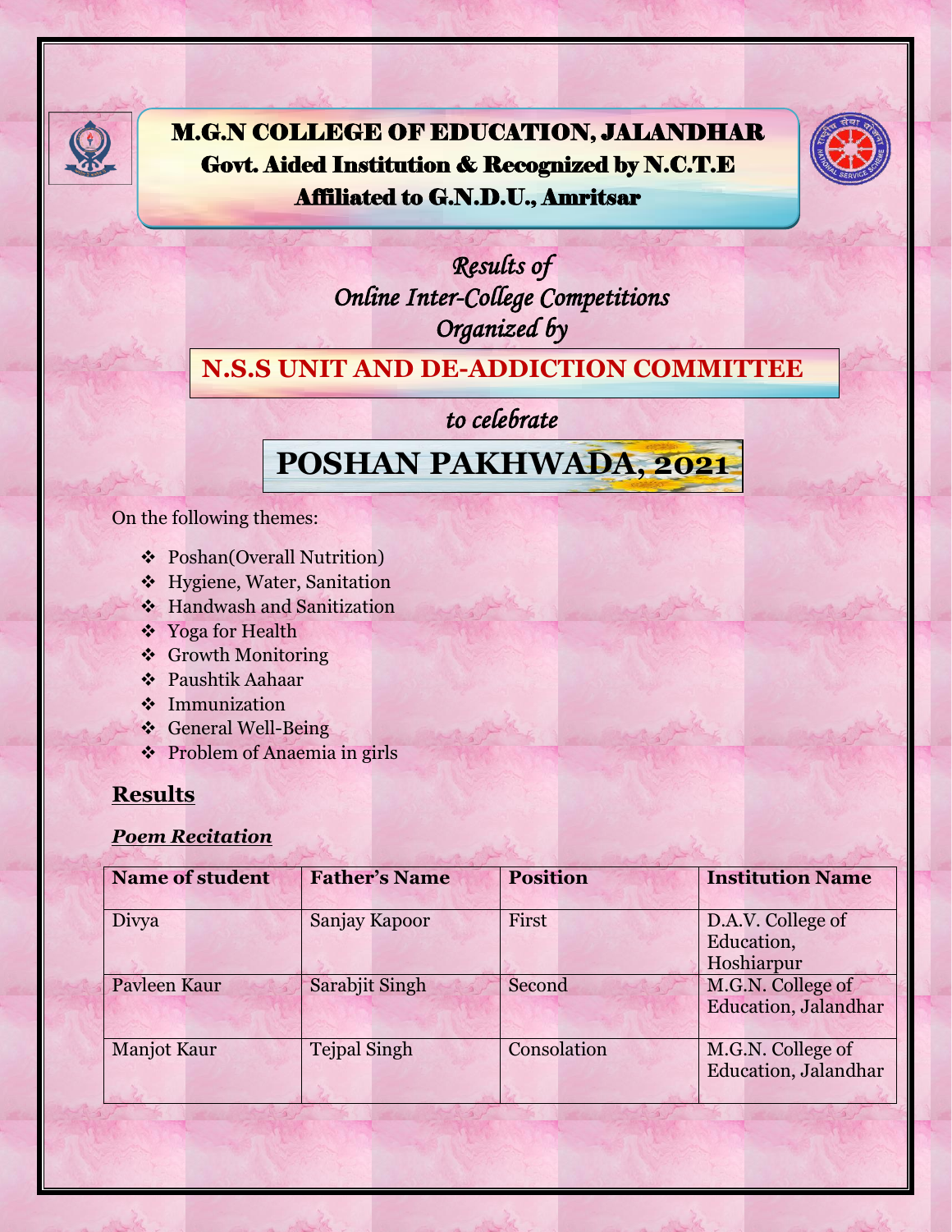# M.G.N COLLEGE OF EDUCATION, JALANDHAR
## Govt. Aided Institution & Recognized by N.C.T.E
## Affiliated to G.N.D.U., Amritsar

*Results of*
*Online Inter-College Competitions*
*Organized by*

## N.S.S UNIT AND DE-ADDICTION COMMITTEE

*to celebrate*

# POSHAN PAKHWADA, 2021

On the following themes:

- Poshan(Overall Nutrition)
- Hygiene, Water, Sanitation
- Handwash and Sanitization
- Yoga for Health
- Growth Monitoring
- Paushtik Aahaar
- Immunization
- General Well-Being
- Problem of Anaemia in girls

## Results

### *Poem Recitation*

| Name of student | Father's Name | Position | Institution Name |
|---|---|---|---|
| Divya | Sanjay Kapoor | First | D.A.V. College of Education, Hoshiarpur |
| Pavleen Kaur | Sarabjit Singh | Second | M.G.N. College of Education, Jalandhar |
| Manjot Kaur | Tejpal Singh | Consolation | M.G.N. College of Education, Jalandhar |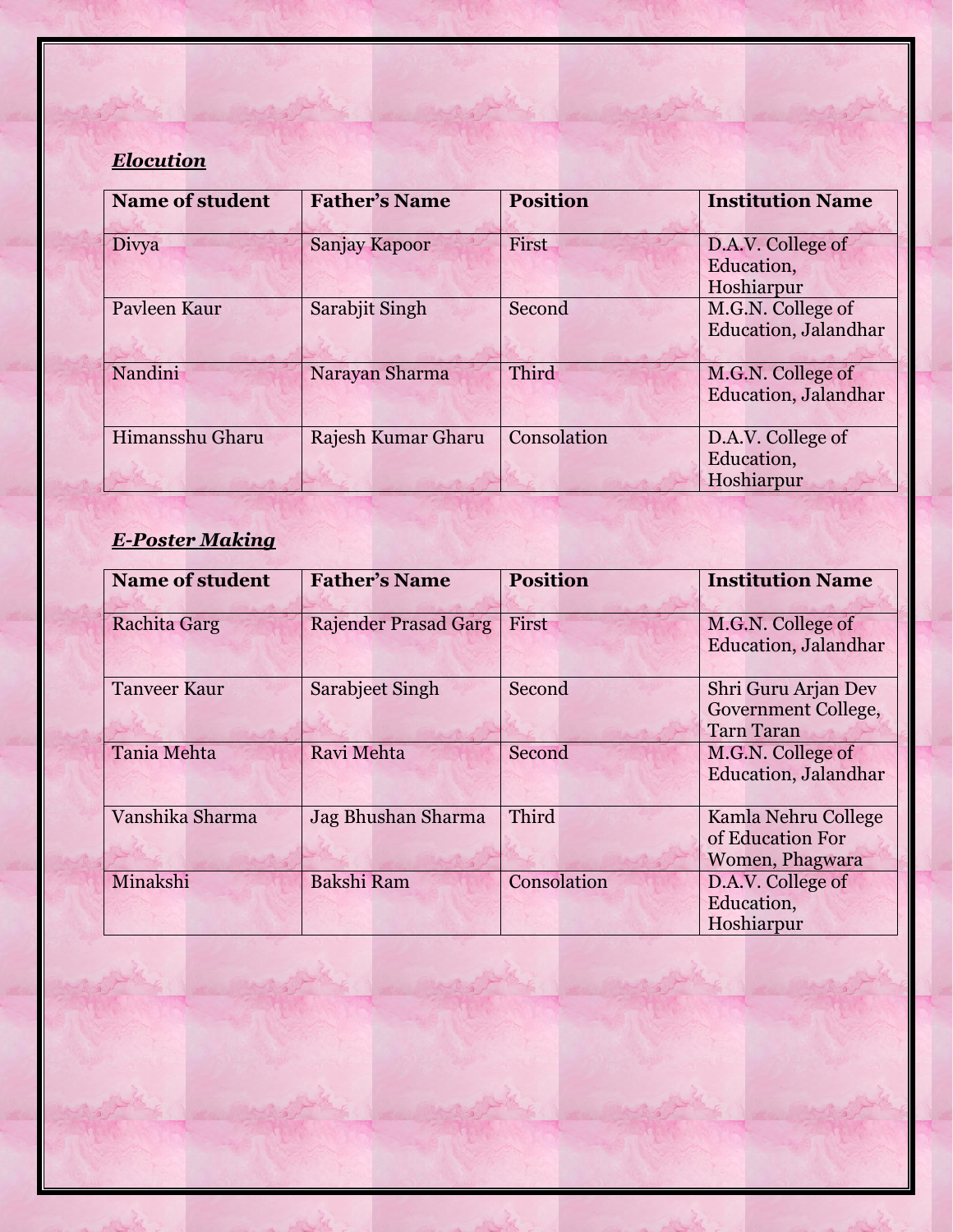### ***Elocution***

| Name of student | Father's Name | Position | Institution Name |
|---|---|---|---|
| Divya | Sanjay Kapoor | First | D.A.V. College of Education, Hoshiarpur |
| Pavleen Kaur | Sarabjit Singh | Second | M.G.N. College of Education, Jalandhar |
| Nandini | Narayan Sharma | Third | M.G.N. College of Education, Jalandhar |
| Himansshu Gharu | Rajesh Kumar Gharu | Consolation | D.A.V. College of Education, Hoshiarpur |

### ***E-Poster Making***

| Name of student | Father's Name | Position | Institution Name |
|---|---|---|---|
| Rachita Garg | Rajender Prasad Garg | First | M.G.N. College of Education, Jalandhar |
| Tanveer Kaur | Sarabjeet Singh | Second | Shri Guru Arjan Dev Government College, Tarn Taran |
| Tania Mehta | Ravi Mehta | Second | M.G.N. College of Education, Jalandhar |
| Vanshika Sharma | Jag Bhushan Sharma | Third | Kamla Nehru College of Education For Women, Phagwara |
| Minakshi | Bakshi Ram | Consolation | D.A.V. College of Education, Hoshiarpur |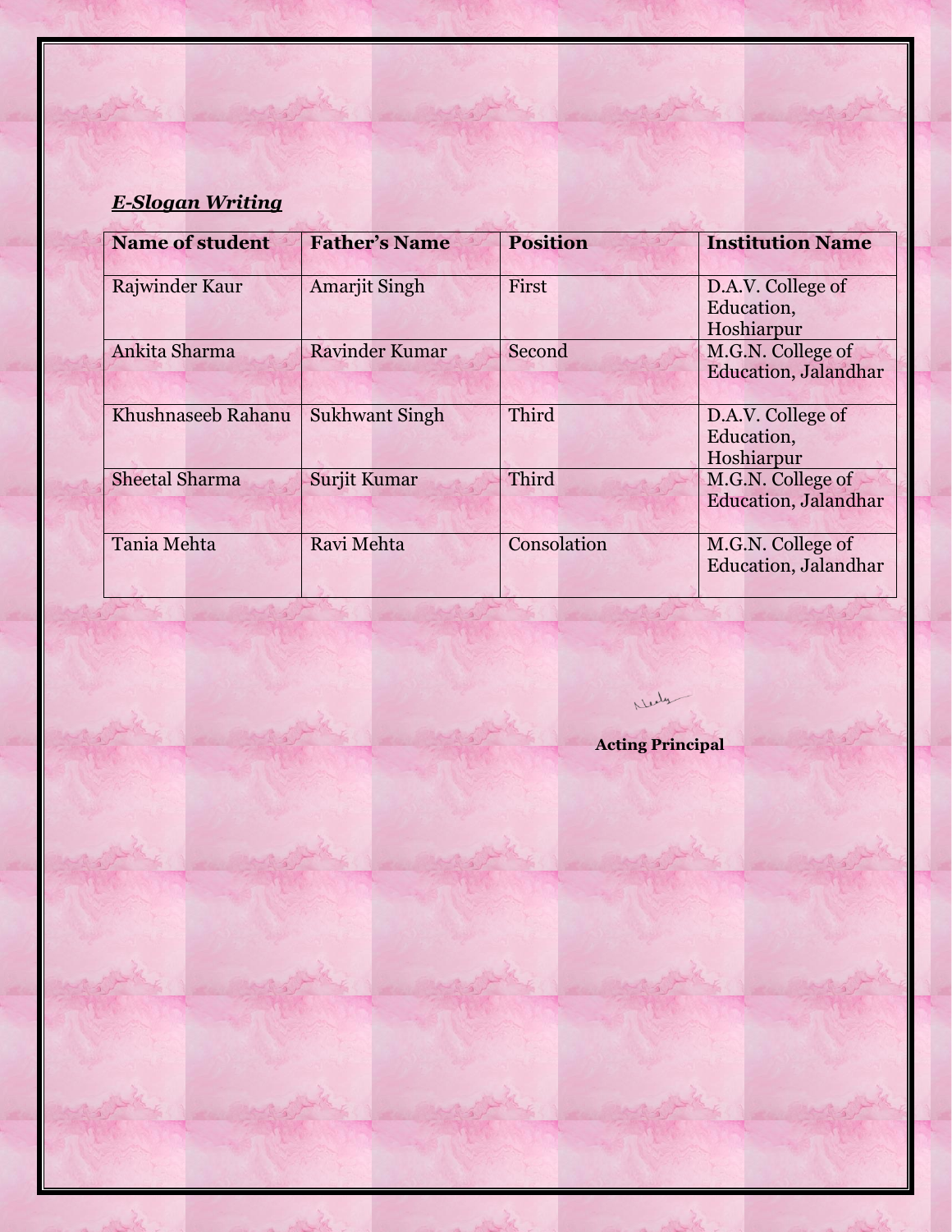***E-Slogan Writing***

| Name of student | Father's Name | Position | Institution Name |
|---|---|---|---|
| Rajwinder Kaur | Amarjit Singh | First | D.A.V. College of Education, Hoshiarpur |
| Ankita Sharma | Ravinder Kumar | Second | M.G.N. College of Education, Jalandhar |
| Khushnaseeb Rahanu | Sukhwant Singh | Third | D.A.V. College of Education, Hoshiarpur |
| Sheetal Sharma | Surjit Kumar | Third | M.G.N. College of Education, Jalandhar |
| Tania Mehta | Ravi Mehta | Consolation | M.G.N. College of Education, Jalandhar |

**Acting Principal**